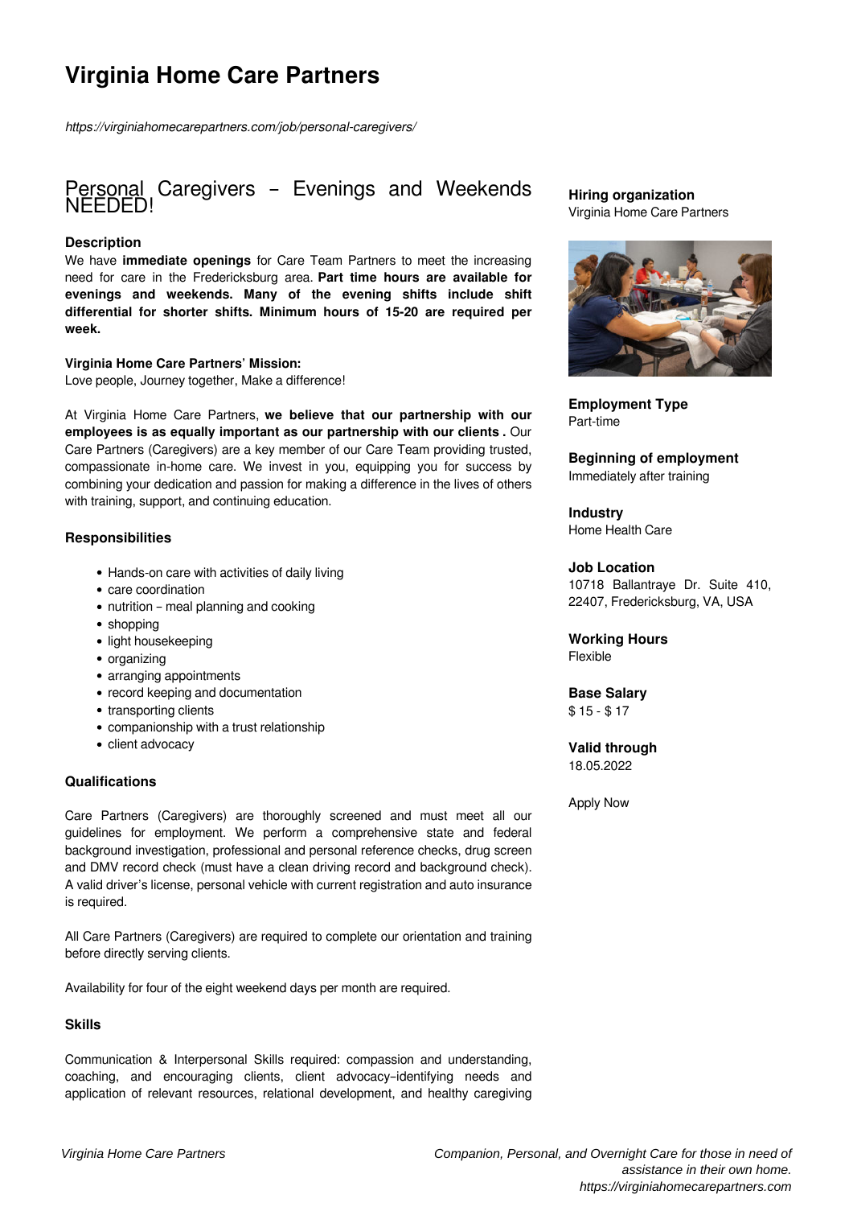# Virginia Home Care Partners

*https://virginiahomecarepartners.com/job/personal-caregivers/*

## Personal Caregivers – Evenings and Weekends NEEDED!

### Description

We have **immediate openings** for Care Team Partners to meet the increasing need for care in the Fredericksburg area. **Part time hours are available for evenings and weekends. Many of the evening shifts include shift differential for shorter shifts. Minimum hours of 15-20 are required per week.**

**Virginia Home Care Partners' Mission:**
Love people, Journey together, Make a difference!

At Virginia Home Care Partners, **we believe that our partnership with our employees is as equally important as our partnership with our clients .** Our Care Partners (Caregivers) are a key member of our Care Team providing trusted, compassionate in-home care. We invest in you, equipping you for success by combining your dedication and passion for making a difference in the lives of others with training, support, and continuing education.

### Responsibilities

- Hands-on care with activities of daily living
- care coordination
- nutrition – meal planning and cooking
- shopping
- light housekeeping
- organizing
- arranging appointments
- record keeping and documentation
- transporting clients
- companionship with a trust relationship
- client advocacy

### Qualifications

Care Partners (Caregivers) are thoroughly screened and must meet all our guidelines for employment. We perform a comprehensive state and federal background investigation, professional and personal reference checks, drug screen and DMV record check (must have a clean driving record and background check). A valid driver's license, personal vehicle with current registration and auto insurance is required.

All Care Partners (Caregivers) are required to complete our orientation and training before directly serving clients.

Availability for four of the eight weekend days per month are required.

### Skills

Communication & Interpersonal Skills required: compassion and understanding, coaching, and encouraging clients, client advocacy–identifying needs and application of relevant resources, relational development, and healthy caregiving

**Hiring organization**
Virginia Home Care Partners

**Employment Type**
Part-time

**Beginning of employment**
Immediately after training

**Industry**
Home Health Care

**Job Location**
10718 Ballantraye Dr. Suite 410, 22407, Fredericksburg, VA, USA

**Working Hours**
Flexible

**Base Salary**
$ 15 - $ 17

**Valid through**
18.05.2022

Apply Now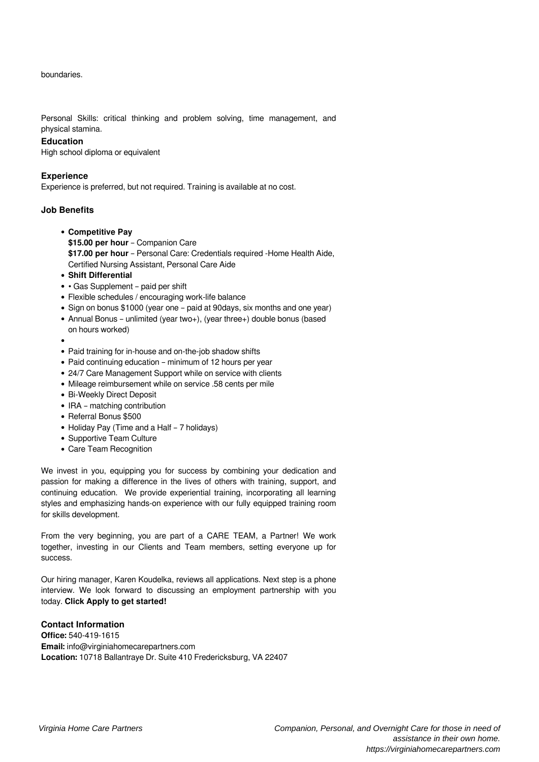boundaries.

Personal Skills: critical thinking and problem solving, time management, and physical stamina.

### Education

High school diploma or equivalent

### Experience

Experience is preferred, but not required. Training is available at no cost.

### Job Benefits

- **Competitive Pay**
  **$15.00 per hour** – Companion Care
  **$17.00 per hour** – Personal Care: Credentials required -Home Health Aide, Certified Nursing Assistant, Personal Care Aide
- **Shift Differential**
- • Gas Supplement – paid per shift
- Flexible schedules / encouraging work-life balance
- Sign on bonus $1000 (year one – paid at 90days, six months and one year)
- Annual Bonus – unlimited (year two+), (year three+) double bonus (based on hours worked)
- 
- Paid training for in-house and on-the-job shadow shifts
- Paid continuing education – minimum of 12 hours per year
- 24/7 Care Management Support while on service with clients
- Mileage reimbursement while on service .58 cents per mile
- Bi-Weekly Direct Deposit
- IRA – matching contribution
- Referral Bonus $500
- Holiday Pay (Time and a Half – 7 holidays)
- Supportive Team Culture
- Care Team Recognition

We invest in you, equipping you for success by combining your dedication and passion for making a difference in the lives of others with training, support, and continuing education. We provide experiential training, incorporating all learning styles and emphasizing hands-on experience with our fully equipped training room for skills development.

From the very beginning, you are part of a CARE TEAM, a Partner! We work together, investing in our Clients and Team members, setting everyone up for success.

Our hiring manager, Karen Koudelka, reviews all applications. Next step is a phone interview. We look forward to discussing an employment partnership with you today. **Click Apply to get started!**

### Contact Information

**Office:** 540-419-1615
**Email:** info@virginiahomecarepartners.com
**Location:** 10718 Ballantraye Dr. Suite 410 Fredericksburg, VA 22407